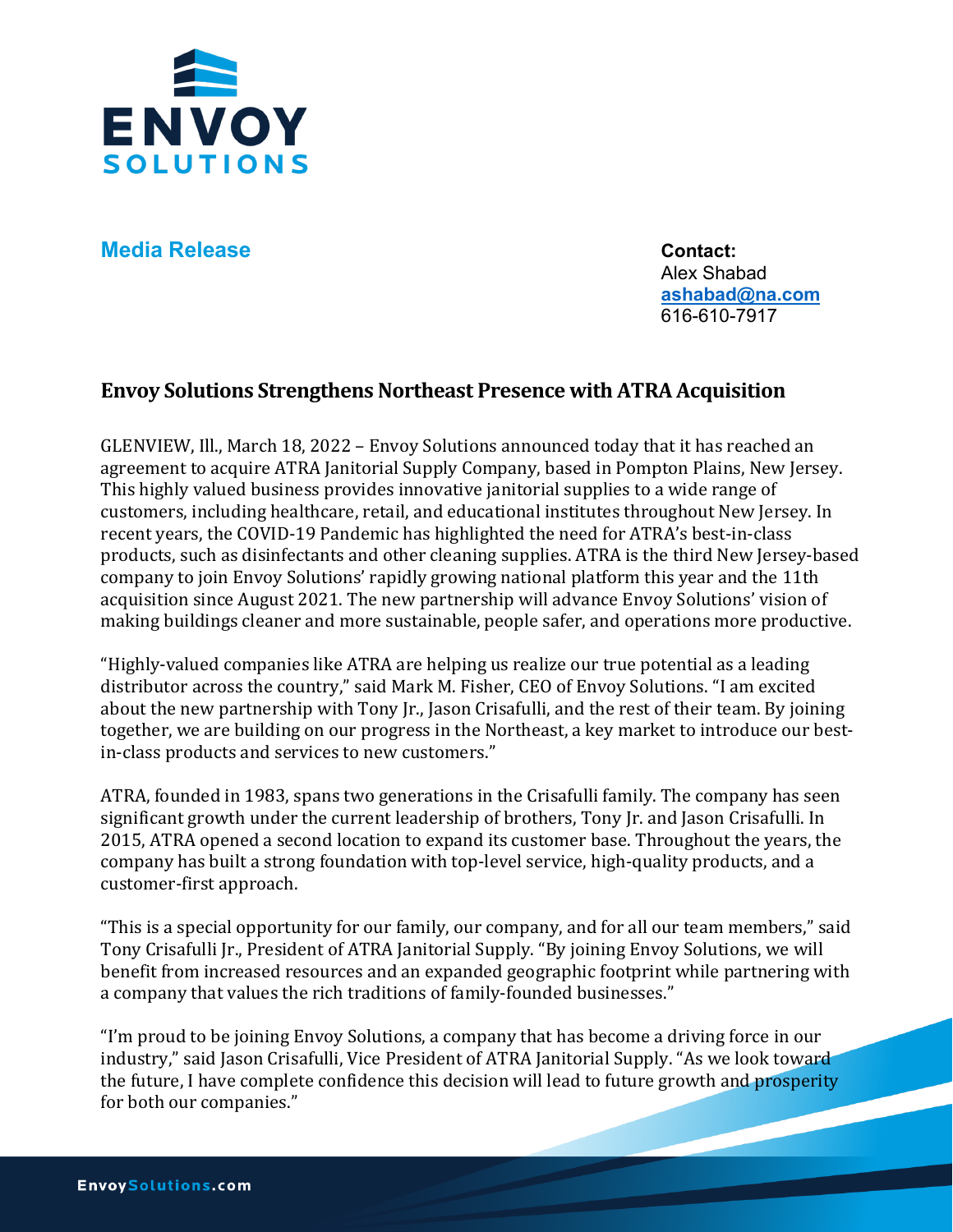**Media Release**

**Contact:**
Alex Shabad
**ashabad@na.com**
616-610-7917

## Envoy Solutions Strengthens Northeast Presence with ATRA Acquisition

GLENVIEW, Ill., March 18, 2022 – Envoy Solutions announced today that it has reached an agreement to acquire ATRA Janitorial Supply Company, based in Pompton Plains, New Jersey. This highly valued business provides innovative janitorial supplies to a wide range of customers, including healthcare, retail, and educational institutes throughout New Jersey. In recent years, the COVID-19 Pandemic has highlighted the need for ATRA's best-in-class products, such as disinfectants and other cleaning supplies. ATRA is the third New Jersey-based company to join Envoy Solutions' rapidly growing national platform this year and the 11th acquisition since August 2021. The new partnership will advance Envoy Solutions' vision of making buildings cleaner and more sustainable, people safer, and operations more productive.

"Highly-valued companies like ATRA are helping us realize our true potential as a leading distributor across the country," said Mark M. Fisher, CEO of Envoy Solutions. "I am excited about the new partnership with Tony Jr., Jason Crisafulli, and the rest of their team. By joining together, we are building on our progress in the Northeast, a key market to introduce our best-in-class products and services to new customers."

ATRA, founded in 1983, spans two generations in the Crisafulli family. The company has seen significant growth under the current leadership of brothers, Tony Jr. and Jason Crisafulli. In 2015, ATRA opened a second location to expand its customer base. Throughout the years, the company has built a strong foundation with top-level service, high-quality products, and a customer-first approach.

"This is a special opportunity for our family, our company, and for all our team members," said Tony Crisafulli Jr., President of ATRA Janitorial Supply. "By joining Envoy Solutions, we will benefit from increased resources and an expanded geographic footprint while partnering with a company that values the rich traditions of family-founded businesses."

"I'm proud to be joining Envoy Solutions, a company that has become a driving force in our industry," said Jason Crisafulli, Vice President of ATRA Janitorial Supply. "As we look toward the future, I have complete confidence this decision will lead to future growth and prosperity for both our companies."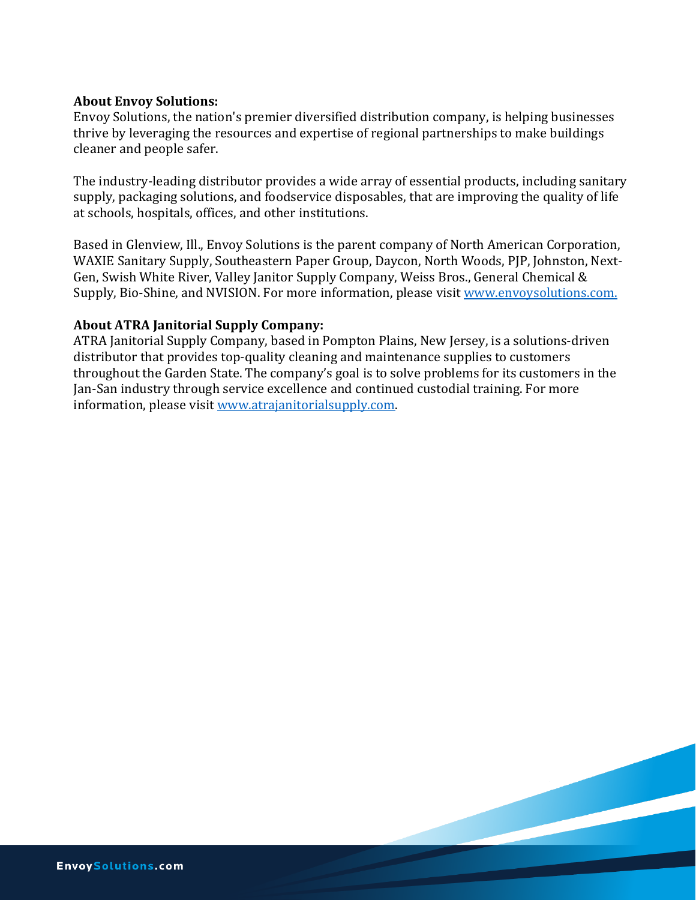**About Envoy Solutions:**
Envoy Solutions, the nation's premier diversified distribution company, is helping businesses thrive by leveraging the resources and expertise of regional partnerships to make buildings cleaner and people safer.

The industry-leading distributor provides a wide array of essential products, including sanitary supply, packaging solutions, and foodservice disposables, that are improving the quality of life at schools, hospitals, offices, and other institutions.

Based in Glenview, Ill., Envoy Solutions is the parent company of North American Corporation, WAXIE Sanitary Supply, Southeastern Paper Group, Daycon, North Woods, PJP, Johnston, Next-Gen, Swish White River, Valley Janitor Supply Company, Weiss Bros., General Chemical & Supply, Bio-Shine, and NVISION. For more information, please visit [www.envoysolutions.com.](http://www.envoysolutions.com)

**About ATRA Janitorial Supply Company:**
ATRA Janitorial Supply Company, based in Pompton Plains, New Jersey, is a solutions-driven distributor that provides top-quality cleaning and maintenance supplies to customers throughout the Garden State. The company's goal is to solve problems for its customers in the Jan-San industry through service excellence and continued custodial training. For more information, please visit [www.atrajanitorialsupply.com](http://www.atrajanitorialsupply.com).